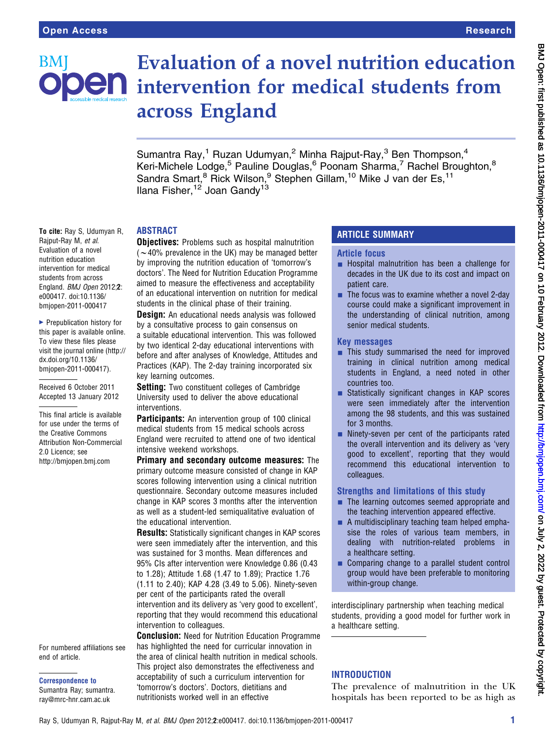# Evaluation of a novel nutrition education intervention for medical students from across England

Sumantra Ray,[1] Ruzan Udumyan,[2] Minha Rajput-Ray,[3] Ben Thompson,[4] Keri-Michele Lodge,[5] Pauline Douglas,[6] Poonam Sharma,[7] Rachel Broughton,[8] Sandra Smart,[8] Rick Wilson,[9] Stephen Gillam,[10] Mike J van der Es,[11] Ilana Fisher,[12] Joan Gandy[13]

**To cite:** Ray S, Udumyan R, Rajput-Ray M, *et al.* Evaluation of a novel nutrition education intervention for medical students from across England. *BMJ Open* 2012;**2**: e000417. doi:10.1136/bmjopen-2011-000417

▸ Prepublication history for this paper is available online. To view these files please visit the journal online (http://dx.doi.org/10.1136/bmjopen-2011-000417).

Received 6 October 2011
Accepted 13 January 2012

This final article is available for use under the terms of the Creative Commons Attribution Non-Commercial 2.0 Licence; see http://bmjopen.bmj.com

For numbered affiliations see end of article.

**Correspondence to**
Sumantra Ray; sumantra.ray@mrc-hnr.cam.ac.uk

## ABSTRACT

**Objectives:** Problems such as hospital malnutrition (~40% prevalence in the UK) may be managed better by improving the nutrition education of 'tomorrow's doctors'. The Need for Nutrition Education Programme aimed to measure the effectiveness and acceptability of an educational intervention on nutrition for medical students in the clinical phase of their training.

**Design:** An educational needs analysis was followed by a consultative process to gain consensus on a suitable educational intervention. This was followed by two identical 2-day educational interventions with before and after analyses of Knowledge, Attitudes and Practices (KAP). The 2-day training incorporated six key learning outcomes.

**Setting:** Two constituent colleges of Cambridge University used to deliver the above educational interventions.

**Participants:** An intervention group of 100 clinical medical students from 15 medical schools across England were recruited to attend one of two identical intensive weekend workshops.

**Primary and secondary outcome measures:** The primary outcome measure consisted of change in KAP scores following intervention using a clinical nutrition questionnaire. Secondary outcome measures included change in KAP scores 3 months after the intervention as well as a student-led semiqualitative evaluation of the educational intervention.

**Results:** Statistically significant changes in KAP scores were seen immediately after the intervention, and this was sustained for 3 months. Mean differences and 95% CIs after intervention were Knowledge 0.86 (0.43 to 1.28); Attitude 1.68 (1.47 to 1.89); Practice 1.76 (1.11 to 2.40); KAP 4.28 (3.49 to 5.06). Ninety-seven per cent of the participants rated the overall intervention and its delivery as 'very good to excellent', reporting that they would recommend this educational intervention to colleagues.

**Conclusion:** Need for Nutrition Education Programme has highlighted the need for curricular innovation in the area of clinical health nutrition in medical schools. This project also demonstrates the effectiveness and acceptability of such a curriculum intervention for 'tomorrow's doctors'. Doctors, dietitians and nutritionists worked well in an effective interdisciplinary partnership when teaching medical students, providing a good model for further work in a healthcare setting.

## ARTICLE SUMMARY

### Article focus

- Hospital malnutrition has been a challenge for decades in the UK due to its cost and impact on patient care.
- The focus was to examine whether a novel 2-day course could make a significant improvement in the understanding of clinical nutrition, among senior medical students.

### Key messages

- This study summarised the need for improved training in clinical nutrition among medical students in England, a need noted in other countries too.
- Statistically significant changes in KAP scores were seen immediately after the intervention among the 98 students, and this was sustained for 3 months.
- Ninety-seven per cent of the participants rated the overall intervention and its delivery as 'very good to excellent', reporting that they would recommend this educational intervention to colleagues.

### Strengths and limitations of this study

- The learning outcomes seemed appropriate and the teaching intervention appeared effective.
- A multidisciplinary teaching team helped emphasise the roles of various team members, in dealing with nutrition-related problems in a healthcare setting.
- Comparing change to a parallel student control group would have been preferable to monitoring within-group change.

## INTRODUCTION

The prevalence of malnutrition in the UK hospitals has been reported to be as high as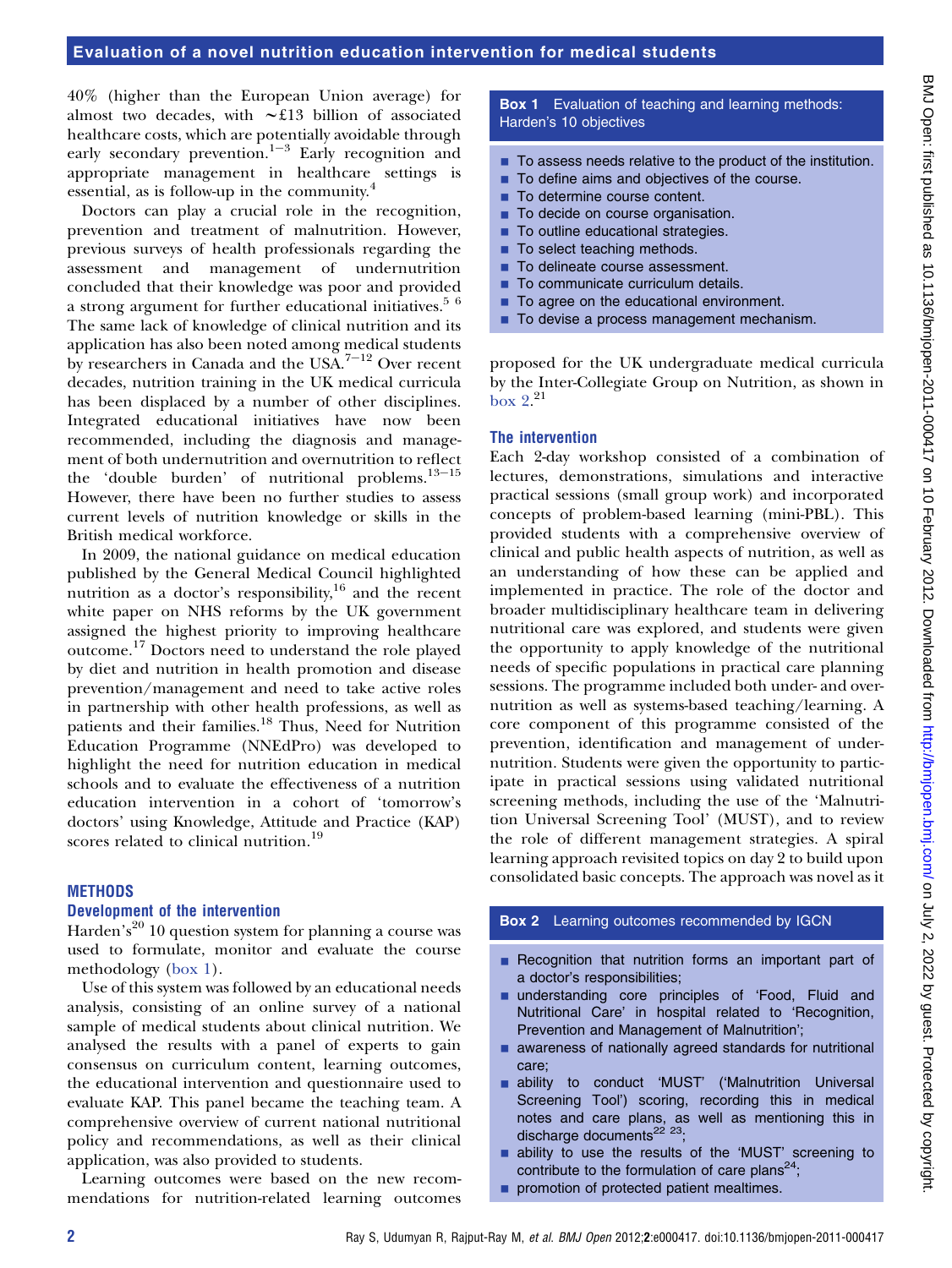40% (higher than the European Union average) for almost two decades, with ~£13 billion of associated healthcare costs, which are potentially avoidable through early secondary prevention.[1–3] Early recognition and appropriate management in healthcare settings is essential, as is follow-up in the community.[4]

Doctors can play a crucial role in the recognition, prevention and treatment of malnutrition. However, previous surveys of health professionals regarding the assessment and management of undernutrition concluded that their knowledge was poor and provided a strong argument for further educational initiatives.[5 6] The same lack of knowledge of clinical nutrition and its application has also been noted among medical students by researchers in Canada and the USA.[7–12] Over recent decades, nutrition training in the UK medical curricula has been displaced by a number of other disciplines. Integrated educational initiatives have now been recommended, including the diagnosis and management of both undernutrition and overnutrition to reflect the 'double burden' of nutritional problems.[13–15] However, there have been no further studies to assess current levels of nutrition knowledge or skills in the British medical workforce.

In 2009, the national guidance on medical education published by the General Medical Council highlighted nutrition as a doctor's responsibility,[16] and the recent white paper on NHS reforms by the UK government assigned the highest priority to improving healthcare outcome.[17] Doctors need to understand the role played by diet and nutrition in health promotion and disease prevention/management and need to take active roles in partnership with other health professions, as well as patients and their families.[18] Thus, Need for Nutrition Education Programme (NNEdPro) was developed to highlight the need for nutrition education in medical schools and to evaluate the effectiveness of a nutrition education intervention in a cohort of 'tomorrow's doctors' using Knowledge, Attitude and Practice (KAP) scores related to clinical nutrition.[19]

## METHODS

### Development of the intervention

Harden's[20] 10 question system for planning a course was used to formulate, monitor and evaluate the course methodology (box 1).

> **Box 1** Evaluation of teaching and learning methods: Harden's 10 objectives
>
> - To assess needs relative to the product of the institution.
> - To define aims and objectives of the course.
> - To determine course content.
> - To decide on course organisation.
> - To outline educational strategies.
> - To select teaching methods.
> - To delineate course assessment.
> - To communicate curriculum details.
> - To agree on the educational environment.
> - To devise a process management mechanism.

Use of this system was followed by an educational needs analysis, consisting of an online survey of a national sample of medical students about clinical nutrition. We analysed the results with a panel of experts to gain consensus on curriculum content, learning outcomes, the educational intervention and questionnaire used to evaluate KAP. This panel became the teaching team. A comprehensive overview of current national nutritional policy and recommendations, as well as their clinical application, was also provided to students.

Learning outcomes were based on the new recommendations for nutrition-related learning outcomes proposed for the UK undergraduate medical curricula by the Inter-Collegiate Group on Nutrition, as shown in box 2.[21]

> **Box 2** Learning outcomes recommended by IGCN
>
> - Recognition that nutrition forms an important part of a doctor's responsibilities;
> - understanding core principles of 'Food, Fluid and Nutritional Care' in hospital related to 'Recognition, Prevention and Management of Malnutrition';
> - awareness of nationally agreed standards for nutritional care;
> - ability to conduct 'MUST' ('Malnutrition Universal Screening Tool') scoring, recording this in medical notes and care plans, as well as mentioning this in discharge documents[22 23];
> - ability to use the results of the 'MUST' screening to contribute to the formulation of care plans[24];
> - promotion of protected patient mealtimes.

### The intervention

Each 2-day workshop consisted of a combination of lectures, demonstrations, simulations and interactive practical sessions (small group work) and incorporated concepts of problem-based learning (mini-PBL). This provided students with a comprehensive overview of clinical and public health aspects of nutrition, as well as an understanding of how these can be applied and implemented in practice. The role of the doctor and broader multidisciplinary healthcare team in delivering nutritional care was explored, and students were given the opportunity to apply knowledge of the nutritional needs of specific populations in practical care planning sessions. The programme included both under- and overnutrition as well as systems-based teaching/learning. A core component of this programme consisted of the prevention, identification and management of undernutrition. Students were given the opportunity to participate in practical sessions using validated nutritional screening methods, including the use of the 'Malnutrition Universal Screening Tool' (MUST), and to review the role of different management strategies. A spiral learning approach revisited topics on day 2 to build upon consolidated basic concepts. The approach was novel as it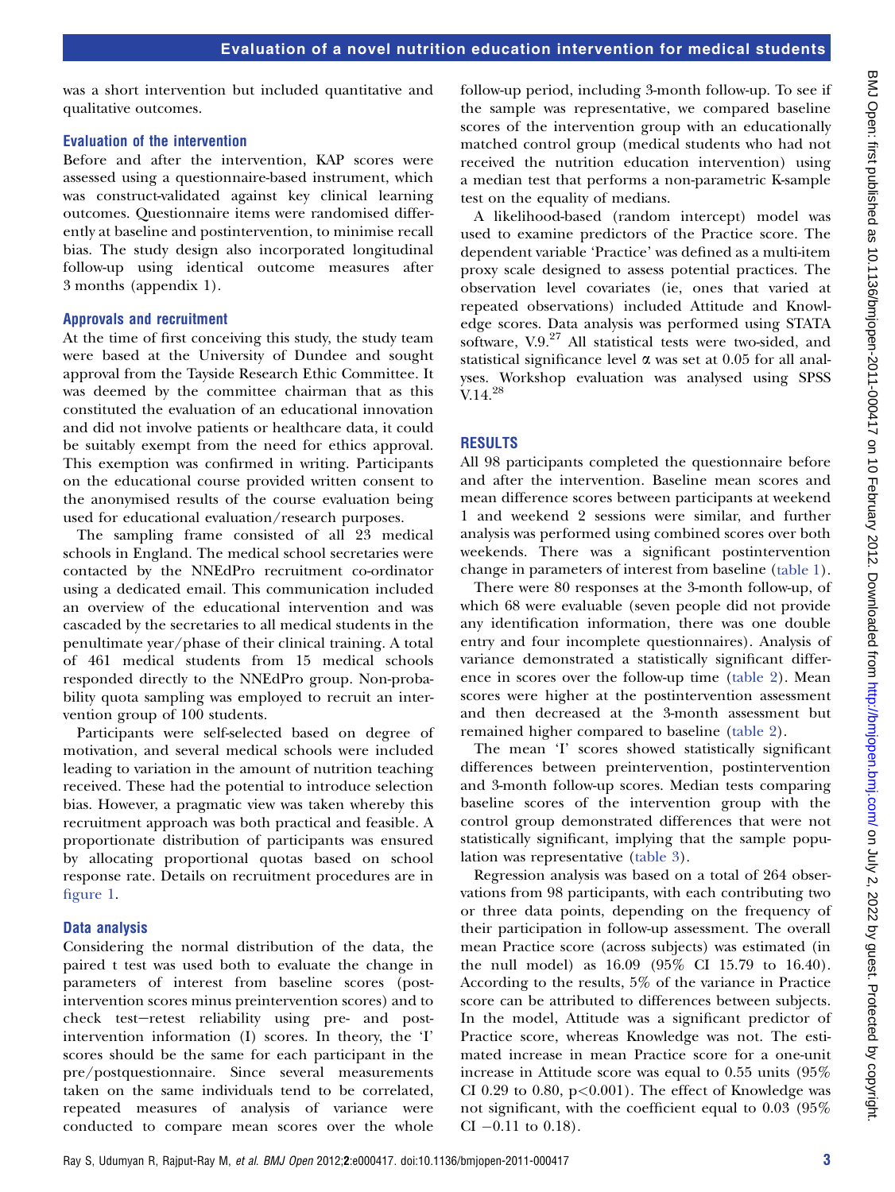was a short intervention but included quantitative and qualitative outcomes.

### Evaluation of the intervention

Before and after the intervention, KAP scores were assessed using a questionnaire-based instrument, which was construct-validated against key clinical learning outcomes. Questionnaire items were randomised differently at baseline and postintervention, to minimise recall bias. The study design also incorporated longitudinal follow-up using identical outcome measures after 3 months (appendix 1).

### Approvals and recruitment

At the time of first conceiving this study, the study team were based at the University of Dundee and sought approval from the Tayside Research Ethic Committee. It was deemed by the committee chairman that as this constituted the evaluation of an educational innovation and did not involve patients or healthcare data, it could be suitably exempt from the need for ethics approval. This exemption was confirmed in writing. Participants on the educational course provided written consent to the anonymised results of the course evaluation being used for educational evaluation/research purposes.

The sampling frame consisted of all 23 medical schools in England. The medical school secretaries were contacted by the NNEdPro recruitment co-ordinator using a dedicated email. This communication included an overview of the educational intervention and was cascaded by the secretaries to all medical students in the penultimate year/phase of their clinical training. A total of 461 medical students from 15 medical schools responded directly to the NNEdPro group. Non-probability quota sampling was employed to recruit an intervention group of 100 students.

Participants were self-selected based on degree of motivation, and several medical schools were included leading to variation in the amount of nutrition teaching received. These had the potential to introduce selection bias. However, a pragmatic view was taken whereby this recruitment approach was both practical and feasible. A proportionate distribution of participants was ensured by allocating proportional quotas based on school response rate. Details on recruitment procedures are in figure 1.

### Data analysis

Considering the normal distribution of the data, the paired t test was used both to evaluate the change in parameters of interest from baseline scores (postintervention scores minus preintervention scores) and to check test−retest reliability using pre- and postintervention information (I) scores. In theory, the 'I' scores should be the same for each participant in the pre/postquestionnaire. Since several measurements taken on the same individuals tend to be correlated, repeated measures of analysis of variance were conducted to compare mean scores over the whole follow-up period, including 3-month follow-up. To see if the sample was representative, we compared baseline scores of the intervention group with an educationally matched control group (medical students who had not received the nutrition education intervention) using a median test that performs a non-parametric K-sample test on the equality of medians.

A likelihood-based (random intercept) model was used to examine predictors of the Practice score. The dependent variable 'Practice' was defined as a multi-item proxy scale designed to assess potential practices. The observation level covariates (ie, ones that varied at repeated observations) included Attitude and Knowledge scores. Data analysis was performed using STATA software, V.9.[27] All statistical tests were two-sided, and statistical significance level $\alpha$ was set at 0.05 for all analyses. Workshop evaluation was analysed using SPSS V.14.[28]

## RESULTS

All 98 participants completed the questionnaire before and after the intervention. Baseline mean scores and mean difference scores between participants at weekend 1 and weekend 2 sessions were similar, and further analysis was performed using combined scores over both weekends. There was a significant postintervention change in parameters of interest from baseline (table 1).

There were 80 responses at the 3-month follow-up, of which 68 were evaluable (seven people did not provide any identification information, there was one double entry and four incomplete questionnaires). Analysis of variance demonstrated a statistically significant difference in scores over the follow-up time (table 2). Mean scores were higher at the postintervention assessment and then decreased at the 3-month assessment but remained higher compared to baseline (table 2).

The mean 'I' scores showed statistically significant differences between preintervention, postintervention and 3-month follow-up scores. Median tests comparing baseline scores of the intervention group with the control group demonstrated differences that were not statistically significant, implying that the sample population was representative (table 3).

Regression analysis was based on a total of 264 observations from 98 participants, with each contributing two or three data points, depending on the frequency of their participation in follow-up assessment. The overall mean Practice score (across subjects) was estimated (in the null model) as 16.09 (95% CI 15.79 to 16.40). According to the results, 5% of the variance in Practice score can be attributed to differences between subjects. In the model, Attitude was a significant predictor of Practice score, whereas Knowledge was not. The estimated increase in mean Practice score for a one-unit increase in Attitude score was equal to 0.55 units (95% CI 0.29 to 0.80, $p<0.001$). The effect of Knowledge was not significant, with the coefficient equal to 0.03 (95% CI −0.11 to 0.18).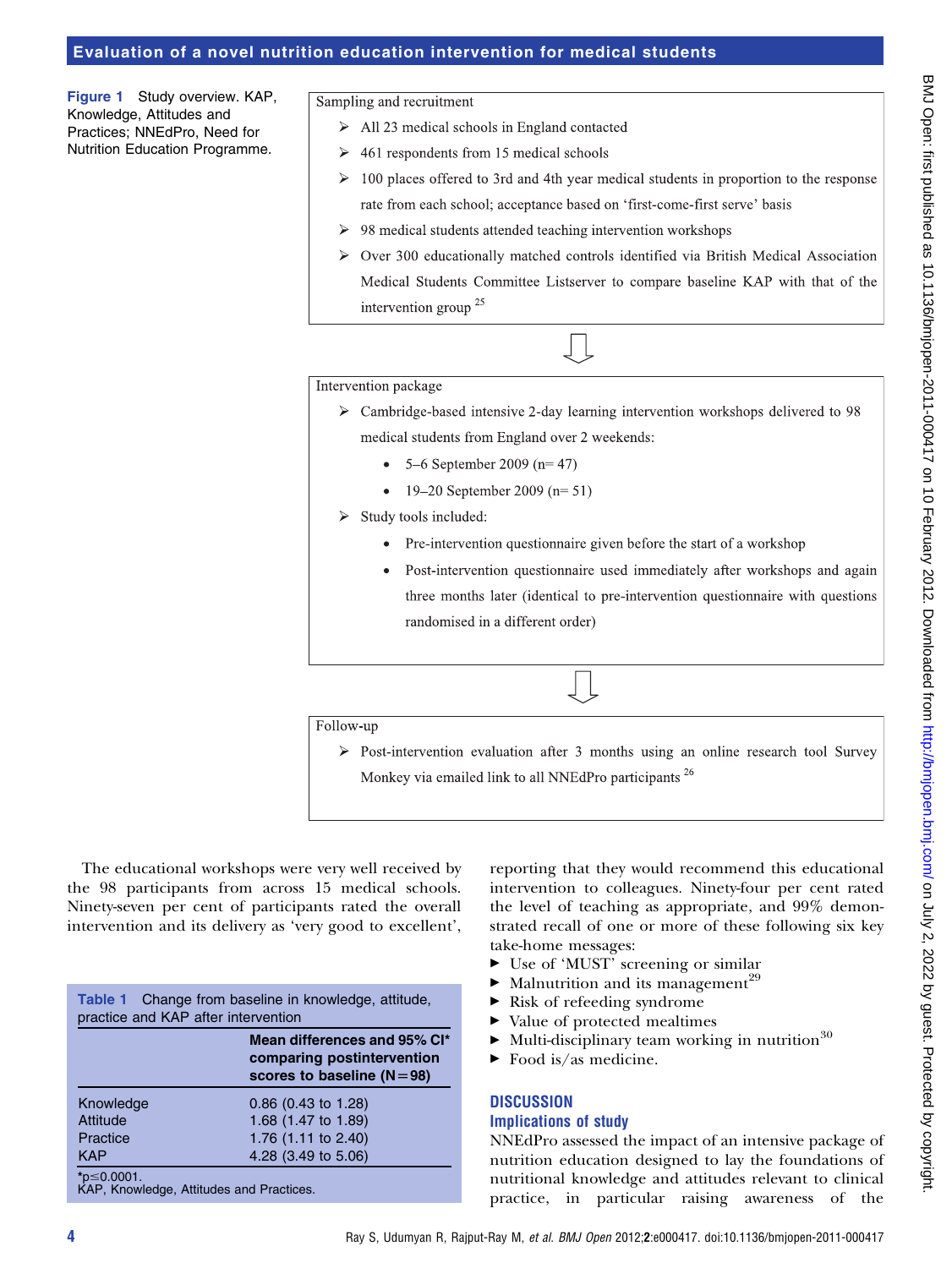**Figure 1** Study overview. KAP, Knowledge, Attitudes and Practices; NNEdPro, Need for Nutrition Education Programme.

Sampling and recruitment

- All 23 medical schools in England contacted
- 461 respondents from 15 medical schools
- 100 places offered to 3rd and 4th year medical students in proportion to the response rate from each school; acceptance based on 'first-come-first serve' basis
- 98 medical students attended teaching intervention workshops
- Over 300 educationally matched controls identified via British Medical Association Medical Students Committee Listserver to compare baseline KAP with that of the intervention group [25]

Intervention package

- Cambridge-based intensive 2-day learning intervention workshops delivered to 98 medical students from England over 2 weekends:
  - 5–6 September 2009 (n= 47)
  - 19–20 September 2009 (n= 51)
- Study tools included:
  - Pre-intervention questionnaire given before the start of a workshop
  - Post-intervention questionnaire used immediately after workshops and again three months later (identical to pre-intervention questionnaire with questions randomised in a different order)

Follow-up

- Post-intervention evaluation after 3 months using an online research tool Survey Monkey via emailed link to all NNEdPro participants [26]

The educational workshops were very well received by the 98 participants from across 15 medical schools. Ninety-seven per cent of participants rated the overall intervention and its delivery as 'very good to excellent', reporting that they would recommend this educational intervention to colleagues. Ninety-four per cent rated the level of teaching as appropriate, and 99% demonstrated recall of one or more of these following six key take-home messages:

- Use of 'MUST' screening or similar
- Malnutrition and its management[29]
- Risk of refeeding syndrome
- Value of protected mealtimes
- Multi-disciplinary team working in nutrition[30]
- Food is/as medicine.

**Table 1** Change from baseline in knowledge, attitude, practice and KAP after intervention

| | Mean differences and 95% CI* comparing postintervention scores to baseline (N=98) |
|---|---|
| Knowledge | 0.86 (0.43 to 1.28) |
| Attitude | 1.68 (1.47 to 1.89) |
| Practice | 1.76 (1.11 to 2.40) |
| KAP | 4.28 (3.49 to 5.06) |

*$p \leq 0.0001$.
KAP, Knowledge, Attitudes and Practices.

## DISCUSSION

### Implications of study

NNEdPro assessed the impact of an intensive package of nutrition education designed to lay the foundations of nutritional knowledge and attitudes relevant to clinical practice, in particular raising awareness of the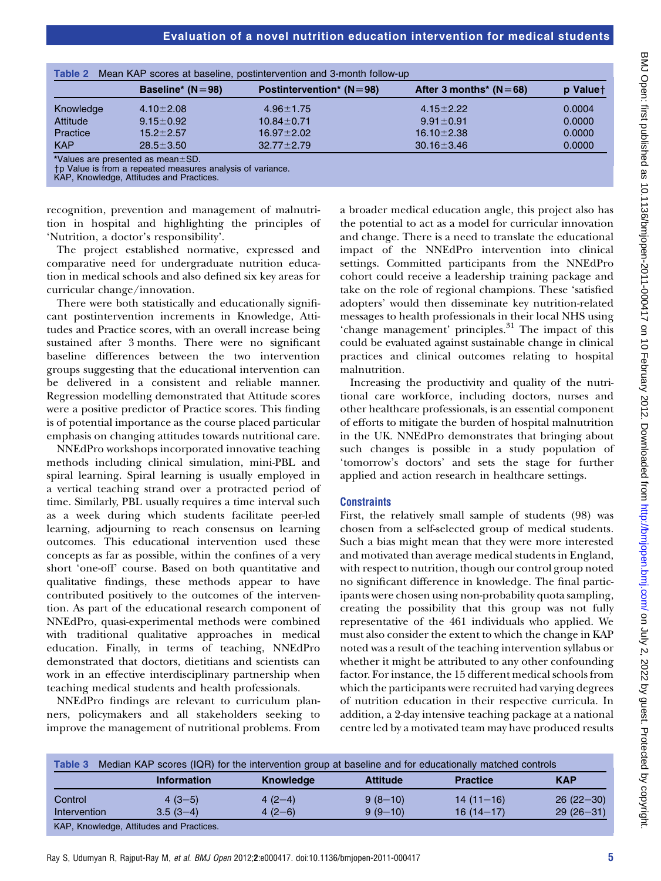Table 2 Mean KAP scores at baseline, postintervention and 3-month follow-up

| | Baseline* (N=98) | Postintervention* (N=98) | After 3 months* (N=68) | p Value† |
|---|---|---|---|---|
| Knowledge | 4.10±2.08 | 4.96±1.75 | 4.15±2.22 | 0.0004 |
| Attitude | 9.15±0.92 | 10.84±0.71 | 9.91±0.91 | 0.0000 |
| Practice | 15.2±2.57 | 16.97±2.02 | 16.10±2.38 | 0.0000 |
| KAP | 28.5±3.50 | 32.77±2.79 | 30.16±3.46 | 0.0000 |

*Values are presented as mean±SD.
†p Value is from a repeated measures analysis of variance.
KAP, Knowledge, Attitudes and Practices.

recognition, prevention and management of malnutrition in hospital and highlighting the principles of 'Nutrition, a doctor's responsibility'.

The project established normative, expressed and comparative need for undergraduate nutrition education in medical schools and also defined six key areas for curricular change/innovation.

There were both statistically and educationally significant postintervention increments in Knowledge, Attitudes and Practice scores, with an overall increase being sustained after 3 months. There were no significant baseline differences between the two intervention groups suggesting that the educational intervention can be delivered in a consistent and reliable manner. Regression modelling demonstrated that Attitude scores were a positive predictor of Practice scores. This finding is of potential importance as the course placed particular emphasis on changing attitudes towards nutritional care.

NNEdPro workshops incorporated innovative teaching methods including clinical simulation, mini-PBL and spiral learning. Spiral learning is usually employed in a vertical teaching strand over a protracted period of time. Similarly, PBL usually requires a time interval such as a week during which students facilitate peer-led learning, adjourning to reach consensus on learning outcomes. This educational intervention used these concepts as far as possible, within the confines of a very short 'one-off' course. Based on both quantitative and qualitative findings, these methods appear to have contributed positively to the outcomes of the intervention. As part of the educational research component of NNEdPro, quasi-experimental methods were combined with traditional qualitative approaches in medical education. Finally, in terms of teaching, NNEdPro demonstrated that doctors, dietitians and scientists can work in an effective interdisciplinary partnership when teaching medical students and health professionals.

NNEdPro findings are relevant to curriculum planners, policymakers and all stakeholders seeking to improve the management of nutritional problems. From a broader medical education angle, this project also has the potential to act as a model for curricular innovation and change. There is a need to translate the educational impact of the NNEdPro intervention into clinical settings. Committed participants from the NNEdPro cohort could receive a leadership training package and take on the role of regional champions. These 'satisfied adopters' would then disseminate key nutrition-related messages to health professionals in their local NHS using 'change management' principles.[31] The impact of this could be evaluated against sustainable change in clinical practices and clinical outcomes relating to hospital malnutrition.

Increasing the productivity and quality of the nutritional care workforce, including doctors, nurses and other healthcare professionals, is an essential component of efforts to mitigate the burden of hospital malnutrition in the UK. NNEdPro demonstrates that bringing about such changes is possible in a study population of 'tomorrow's doctors' and sets the stage for further applied and action research in healthcare settings.

## Constraints

First, the relatively small sample of students (98) was chosen from a self-selected group of medical students. Such a bias might mean that they were more interested and motivated than average medical students in England, with respect to nutrition, though our control group noted no significant difference in knowledge. The final participants were chosen using non-probability quota sampling, creating the possibility that this group was not fully representative of the 461 individuals who applied. We must also consider the extent to which the change in KAP noted was a result of the teaching intervention syllabus or whether it might be attributed to any other confounding factor. For instance, the 15 different medical schools from which the participants were recruited had varying degrees of nutrition education in their respective curricula. In addition, a 2-day intensive teaching package at a national centre led by a motivated team may have produced results

Table 3 Median KAP scores (IQR) for the intervention group at baseline and for educationally matched controls

| | Information | Knowledge | Attitude | Practice | KAP |
|---|---|---|---|---|---|
| Control | 4 (3–5) | 4 (2–4) | 9 (8–10) | 14 (11–16) | 26 (22–30) |
| Intervention | 3.5 (3–4) | 4 (2–6) | 9 (9–10) | 16 (14–17) | 29 (26–31) |

KAP, Knowledge, Attitudes and Practices.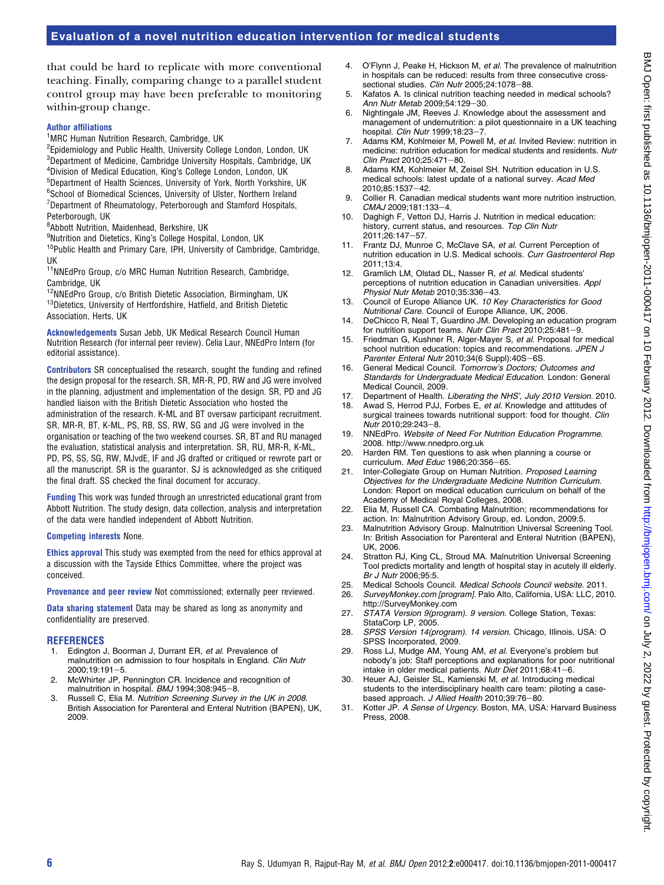that could be hard to replicate with more conventional teaching. Finally, comparing change to a parallel student control group may have been preferable to monitoring within-group change.

**Author affiliations**

[1]MRC Human Nutrition Research, Cambridge, UK
[2]Epidemiology and Public Health, University College London, London, UK
[3]Department of Medicine, Cambridge University Hospitals, Cambridge, UK
[4]Division of Medical Education, King's College London, London, UK
[5]Department of Health Sciences, University of York, North Yorkshire, UK
[6]School of Biomedical Sciences, University of Ulster, Northern Ireland
[7]Department of Rheumatology, Peterborough and Stamford Hospitals, Peterborough, UK
[8]Abbott Nutrition, Maidenhead, Berkshire, UK
[9]Nutrition and Dietetics, King's College Hospital, London, UK
[10]Public Health and Primary Care, IPH, University of Cambridge, Cambridge, UK
[11]NNEdPro Group, c/o MRC Human Nutrition Research, Cambridge, Cambridge, UK
[12]NNEdPro Group, c/o British Dietetic Association, Birmingham, UK
[13]Dietetics, University of Hertfordshire, Hatfield, and British Dietetic Association, Herts, UK

**Acknowledgements** Susan Jebb, UK Medical Research Council Human Nutrition Research (for internal peer review). Celia Laur, NNEdPro Intern (for editorial assistance).

**Contributors** SR conceptualised the research, sought the funding and refined the design proposal for the research. SR, MR-R, PD, RW and JG were involved in the planning, adjustment and implementation of the design. SR, PD and JG handled liaison with the British Dietetic Association who hosted the administration of the research. K-ML and BT oversaw participant recruitment. SR, MR-R, BT, K-ML, PS, RB, SS, RW, SG and JG were involved in the organisation or teaching of the two weekend courses. SR, BT and RU managed the evaluation, statistical analysis and interpretation. SR, RU, MR-R, K-ML, PD, PS, SS, SG, RW, MJvdE, IF and JG drafted or critiqued or rewrote part or all the manuscript. SR is the guarantor. SJ is acknowledged as she critiqued the final draft. SS checked the final document for accuracy.

**Funding** This work was funded through an unrestricted educational grant from Abbott Nutrition. The study design, data collection, analysis and interpretation of the data were handled independent of Abbott Nutrition.

**Competing interests** None.

**Ethics approval** This study was exempted from the need for ethics approval at a discussion with the Tayside Ethics Committee, where the project was conceived.

**Provenance and peer review** Not commissioned; externally peer reviewed.

**Data sharing statement** Data may be shared as long as anonymity and confidentiality are preserved.

## REFERENCES

1. Edington J, Boorman J, Durrant ER, *et al*. Prevalence of malnutrition on admission to four hospitals in England. *Clin Nutr* 2000;19:191–5.
2. McWhirter JP, Pennington CR. Incidence and recognition of malnutrition in hospital. *BMJ* 1994;308:945–8.
3. Russell C, Elia M. *Nutrition Screening Survey in the UK in 2008*. British Association for Parenteral and Enteral Nutrition (BAPEN), UK, 2009.
4. O'Flynn J, Peake H, Hickson M, *et al*. The prevalence of malnutrition in hospitals can be reduced: results from three consecutive cross-sectional studies. *Clin Nutr* 2005;24:1078–88.
5. Kafatos A. Is clinical nutrition teaching needed in medical schools? *Ann Nutr Metab* 2009;54:129–30.
6. Nightingale JM, Reeves J. Knowledge about the assessment and management of undernutrition: a pilot questionnaire in a UK teaching hospital. *Clin Nutr* 1999;18:23–7.
7. Adams KM, Kohlmeier M, Powell M, *et al*. Invited Review: nutrition in medicine: nutrition education for medical students and residents. *Nutr Clin Pract* 2010;25:471–80.
8. Adams KM, Kohlmeier M, Zeisel SH. Nutrition education in U.S. medical schools: latest update of a national survey. *Acad Med* 2010;85:1537–42.
9. Collier R. Canadian medical students want more nutrition instruction. *CMAJ* 2009;181:133–4.
10. Daghigh F, Vettori DJ, Harris J. Nutrition in medical education: history, current status, and resources. *Top Clin Nutr* 2011;26:147–57.
11. Frantz DJ, Munroe C, McClave SA, *et al*. Current Perception of nutrition education in U.S. Medical schools. *Curr Gastroenterol Rep* 2011;13:4.
12. Gramlich LM, Olstad DL, Nasser R, *et al*. Medical students' perceptions of nutrition education in Canadian universities. *Appl Physiol Nutr Metab* 2010;35:336–43.
13. Council of Europe Alliance UK. *10 Key Characteristics for Good Nutritional Care*. Council of Europe Alliance, UK, 2006.
14. DeChicco R, Neal T, Guardino JM. Developing an education program for nutrition support teams. *Nutr Clin Pract* 2010;25:481–9.
15. Friedman G, Kushner R, Alger-Mayer S, *et al*. Proposal for medical school nutrition education: topics and recommendations. *JPEN J Parenter Enteral Nutr* 2010;34(6 Suppl):40S–6S.
16. General Medical Council. *Tomorrow's Doctors; Outcomes and Standards for Undergraduate Medical Education*. London: General Medical Council, 2009.
17. Department of Health. *Liberating the NHS', July 2010 Version*. 2010.
18. Awad S, Herrod PJJ, Forbes E, *et al*. Knowledge and attitudes of surgical trainees towards nutritional support: food for thought. *Clin Nutr* 2010;29:243–8.
19. NNEdPro. *Website of Need For Nutrition Education Programme*. 2008. http://www.nnedpro.org.uk
20. Harden RM. Ten questions to ask when planning a course or curriculum. *Med Educ* 1986;20:356–65.
21. Inter-Collegiate Group on Human Nutrition. *Proposed Learning Objectives for the Undergraduate Medicine Nutrition Curriculum*. London: Report on medical education curriculum on behalf of the Academy of Medical Royal Colleges, 2008.
22. Elia M, Russell CA. Combating Malnutrition; recommendations for action. In: Malnutrition Advisory Group, ed. London, 2009:5.
23. Malnutrition Advisory Group. Malnutrition Universal Screening Tool. In: British Association for Parenteral and Enteral Nutrition (BAPEN), UK, 2006.
24. Stratton RJ, King CL, Stroud MA. Malnutrition Universal Screening Tool predicts mortality and length of hospital stay in acutely ill elderly. *Br J Nutr* 2006;95:5.
25. Medical Schools Council. *Medical Schools Council website*. 2011.
26. *SurveyMonkey.com [program]*. Palo Alto, California, USA: LLC, 2010. http://SurveyMonkey.com
27. *STATA Version 9(program). 9 version*. College Station, Texas: StataCorp LP, 2005.
28. *SPSS Version 14(program). 14 version*. Chicago, Illinois, USA: O SPSS Incorporated, 2009.
29. Ross LJ, Mudge AM, Young AM, *et al*. Everyone's problem but nobody's job: Staff perceptions and explanations for poor nutritional intake in older medical patients. *Nutr Diet* 2011;68:41–6.
30. Heuer AJ, Geisler SL, Kamienski M, *et al*. Introducing medical students to the interdisciplinary health care team: piloting a case-based approach. *J Allied Health* 2010;39:76–80.
31. Kotter JP. *A Sense of Urgency*. Boston, MA, USA: Harvard Business Press, 2008.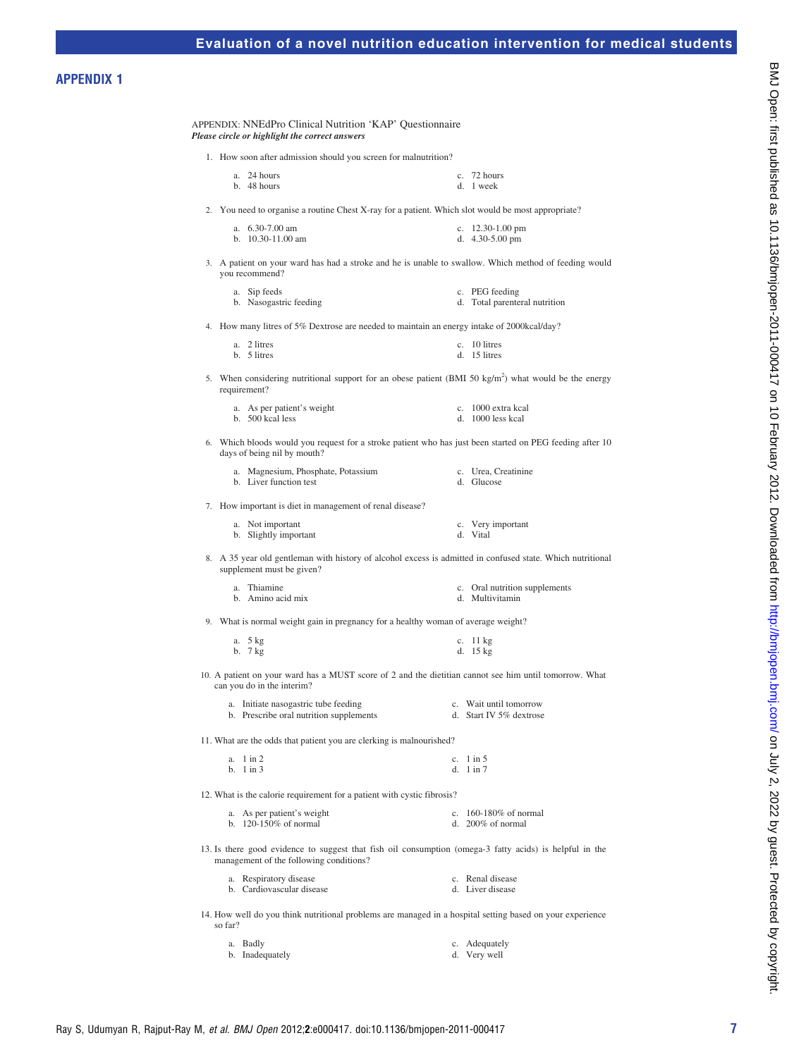## APPENDIX 1

APPENDIX: NNEdPro Clinical Nutrition 'KAP' Questionnaire

***Please circle or highlight the correct answers***

1. How soon after admission should you screen for malnutrition?
   - a. 24 hours
   - b. 48 hours
   - c. 72 hours
   - d. 1 week

2. You need to organise a routine Chest X-ray for a patient. Which slot would be most appropriate?
   - a. 6.30-7.00 am
   - b. 10.30-11.00 am
   - c. 12.30-1.00 pm
   - d. 4.30-5.00 pm

3. A patient on your ward has had a stroke and he is unable to swallow. Which method of feeding would you recommend?
   - a. Sip feeds
   - b. Nasogastric feeding
   - c. PEG feeding
   - d. Total parenteral nutrition

4. How many litres of 5% Dextrose are needed to maintain an energy intake of 2000kcal/day?
   - a. 2 litres
   - b. 5 litres
   - c. 10 litres
   - d. 15 litres

5. When considering nutritional support for an obese patient (BMI 50 kg/m$^2$) what would be the energy requirement?
   - a. As per patient's weight
   - b. 500 kcal less
   - c. 1000 extra kcal
   - d. 1000 less kcal

6. Which bloods would you request for a stroke patient who has just been started on PEG feeding after 10 days of being nil by mouth?
   - a. Magnesium, Phosphate, Potassium
   - b. Liver function test
   - c. Urea, Creatinine
   - d. Glucose

7. How important is diet in management of renal disease?
   - a. Not important
   - b. Slightly important
   - c. Very important
   - d. Vital

8. A 35 year old gentleman with history of alcohol excess is admitted in confused state. Which nutritional supplement must be given?
   - a. Thiamine
   - b. Amino acid mix
   - c. Oral nutrition supplements
   - d. Multivitamin

9. What is normal weight gain in pregnancy for a healthy woman of average weight?
   - a. 5 kg
   - b. 7 kg
   - c. 11 kg
   - d. 15 kg

10. A patient on your ward has a MUST score of 2 and the dietitian cannot see him until tomorrow. What can you do in the interim?
    - a. Initiate nasogastric tube feeding
    - b. Prescribe oral nutrition supplements
    - c. Wait until tomorrow
    - d. Start IV 5% dextrose

11. What are the odds that patient you are clerking is malnourished?
    - a. 1 in 2
    - b. 1 in 3
    - c. 1 in 5
    - d. 1 in 7

12. What is the calorie requirement for a patient with cystic fibrosis?
    - a. As per patient's weight
    - b. 120-150% of normal
    - c. 160-180% of normal
    - d. 200% of normal

13. Is there good evidence to suggest that fish oil consumption (omega-3 fatty acids) is helpful in the management of the following conditions?
    - a. Respiratory disease
    - b. Cardiovascular disease
    - c. Renal disease
    - d. Liver disease

14. How well do you think nutritional problems are managed in a hospital setting based on your experience so far?
    - a. Badly
    - b. Inadequately
    - c. Adequately
    - d. Very well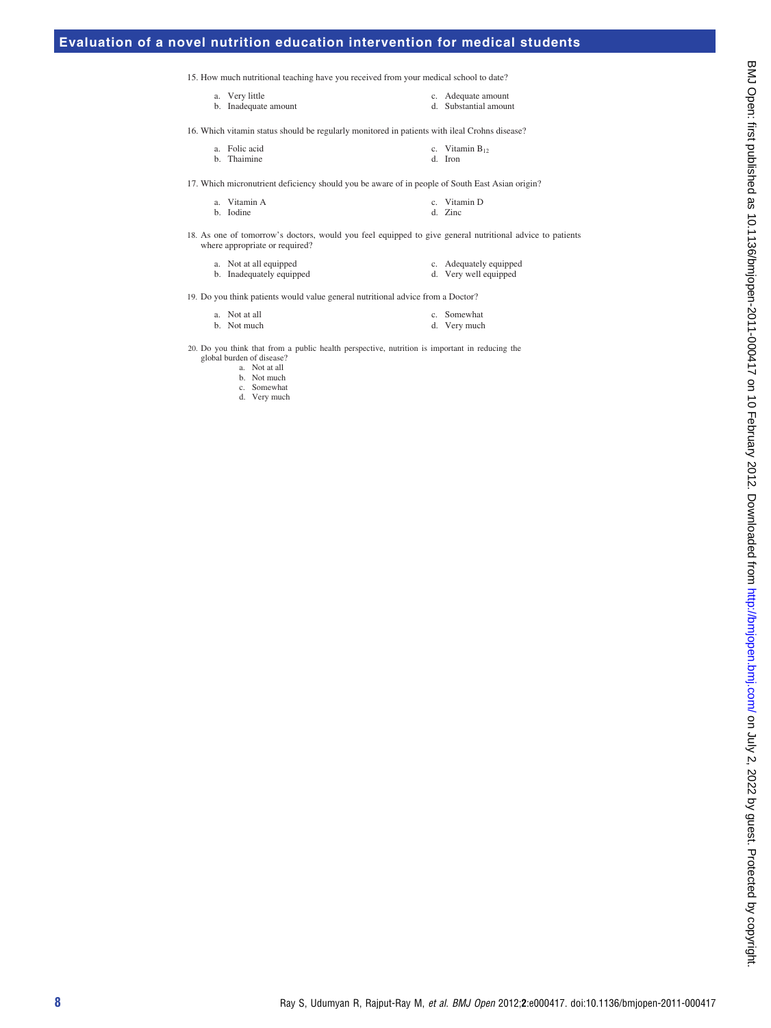15. How much nutritional teaching have you received from your medical school to date?

   a. Very little
   b. Inadequate amount
   c. Adequate amount
   d. Substantial amount

16. Which vitamin status should be regularly monitored in patients with ileal Crohns disease?

   a. Folic acid
   b. Thaimine
   c. Vitamin $B_{12}$
   d. Iron

17. Which micronutrient deficiency should you be aware of in people of South East Asian origin?

   a. Vitamin A
   b. Iodine
   c. Vitamin D
   d. Zinc

18. As one of tomorrow's doctors, would you feel equipped to give general nutritional advice to patients where appropriate or required?

   a. Not at all equipped
   b. Inadequately equipped
   c. Adequately equipped
   d. Very well equipped

19. Do you think patients would value general nutritional advice from a Doctor?

   a. Not at all
   b. Not much
   c. Somewhat
   d. Very much

20. Do you think that from a public health perspective, nutrition is important in reducing the global burden of disease?

   a. Not at all
   b. Not much
   c. Somewhat
   d. Very much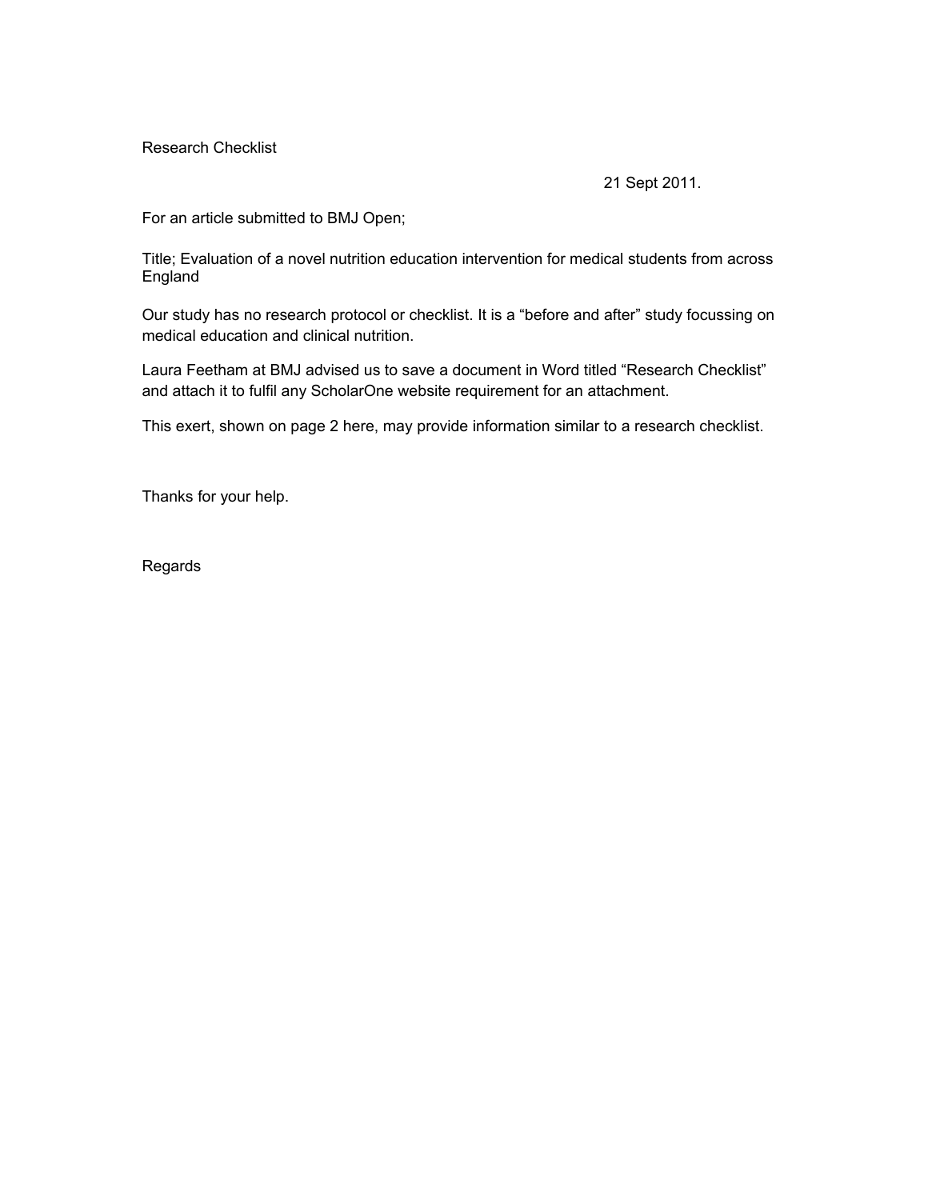Research Checklist

21 Sept 2011.

For an article submitted to BMJ Open;

Title; Evaluation of a novel nutrition education intervention for medical students from across England

Our study has no research protocol or checklist. It is a "before and after" study focussing on medical education and clinical nutrition.

Laura Feetham at BMJ advised us to save a document in Word titled "Research Checklist" and attach it to fulfil any ScholarOne website requirement for an attachment.

This exert, shown on page 2 here, may provide information similar to a research checklist.

Thanks for your help.

Regards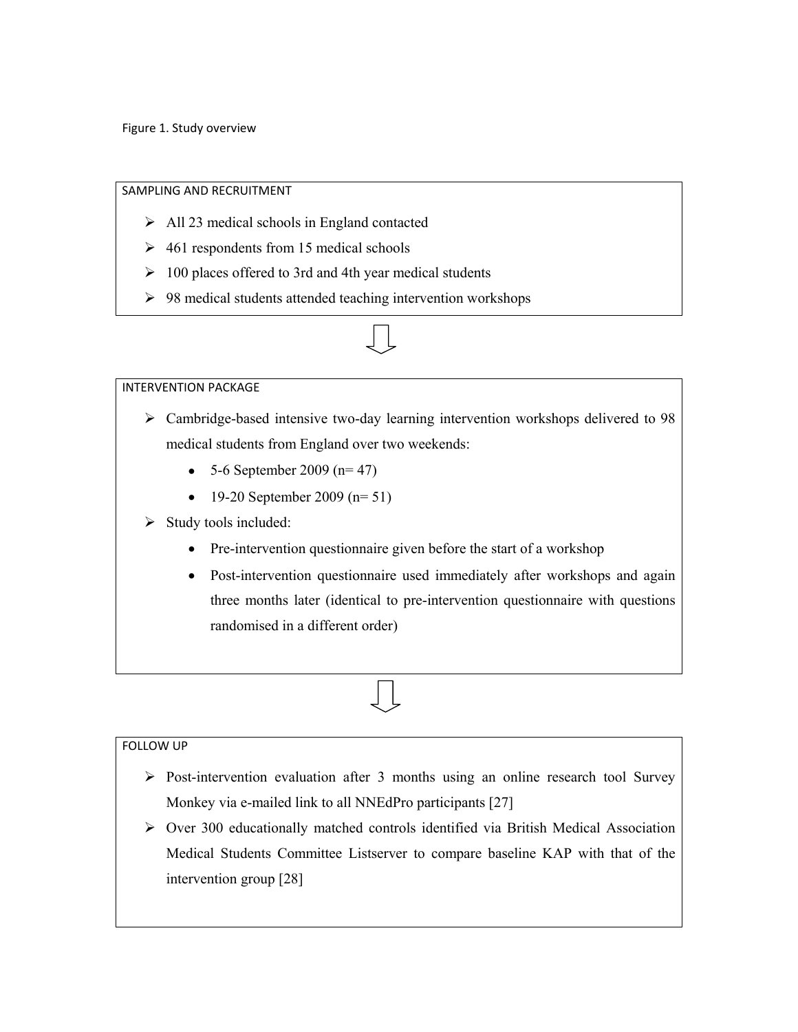Figure 1. Study overview

SAMPLING AND RECRUITMENT

- All 23 medical schools in England contacted
- 461 respondents from 15 medical schools
- 100 places offered to 3rd and 4th year medical students
- 98 medical students attended teaching intervention workshops

INTERVENTION PACKAGE

- Cambridge-based intensive two-day learning intervention workshops delivered to 98 medical students from England over two weekends:
  - 5-6 September 2009 (n= 47)
  - 19-20 September 2009 (n= 51)
- Study tools included:
  - Pre-intervention questionnaire given before the start of a workshop
  - Post-intervention questionnaire used immediately after workshops and again three months later (identical to pre-intervention questionnaire with questions randomised in a different order)

FOLLOW UP

- Post-intervention evaluation after 3 months using an online research tool Survey Monkey via e-mailed link to all NNEdPro participants [27]
- Over 300 educationally matched controls identified via British Medical Association Medical Students Committee Listserver to compare baseline KAP with that of the intervention group [28]